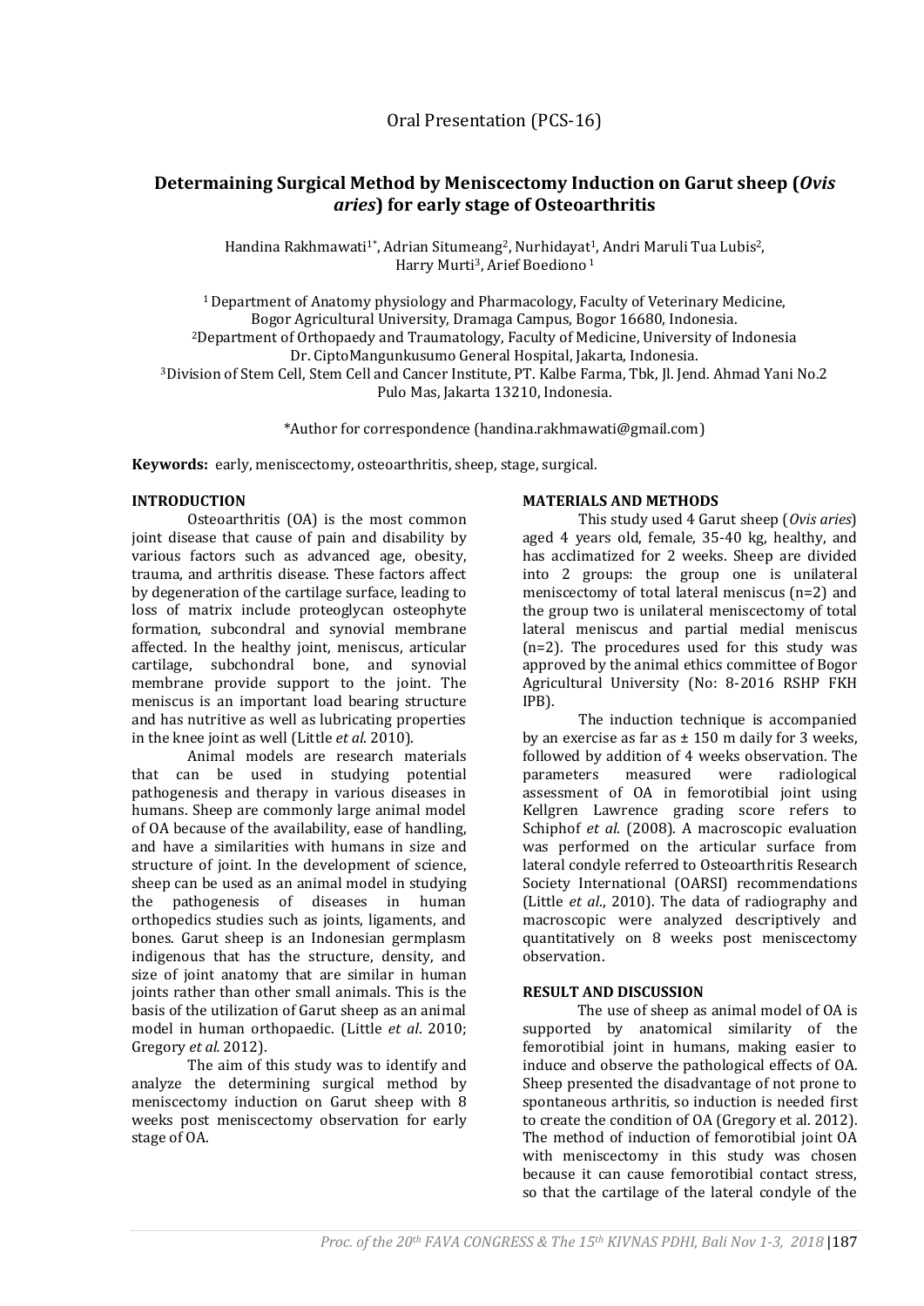Oral Presentation (PCS-16)

# Determaining Surgical Method by Meniscectomy Induction on Garut sheep (*Ovis aries*) for early stage of Osteoarthritis

Handina Rakhmawati[1*], Adrian Situmeang[2], Nurhidayat[1], Andri Maruli Tua Lubis[2], Harry Murti[3], Arief Boediono [1]

[1] Department of Anatomy physiology and Pharmacology, Faculty of Veterinary Medicine, Bogor Agricultural University, Dramaga Campus, Bogor 16680, Indonesia.
[2]Department of Orthopaedy and Traumatology, Faculty of Medicine, University of Indonesia Dr. CiptoMangunkusumo General Hospital, Jakarta, Indonesia.
[3]Division of Stem Cell, Stem Cell and Cancer Institute, PT. Kalbe Farma, Tbk, Jl. Jend. Ahmad Yani No.2 Pulo Mas, Jakarta 13210, Indonesia.

*Author for correspondence (handina.rakhmawati@gmail.com)

**Keywords:** early, meniscectomy, osteoarthritis, sheep, stage, surgical.

## INTRODUCTION

Osteoarthritis (OA) is the most common joint disease that cause of pain and disability by various factors such as advanced age, obesity, trauma, and arthritis disease. These factors affect by degeneration of the cartilage surface, leading to loss of matrix include proteoglycan osteophyte formation, subcondral and synovial membrane affected. In the healthy joint, meniscus, articular cartilage, subchondral bone, and synovial membrane provide support to the joint. The meniscus is an important load bearing structure and has nutritive as well as lubricating properties in the knee joint as well (Little *et al.* 2010).

Animal models are research materials that can be used in studying potential pathogenesis and therapy in various diseases in humans. Sheep are commonly large animal model of OA because of the availability, ease of handling, and have a similarities with humans in size and structure of joint. In the development of science, sheep can be used as an animal model in studying the pathogenesis of diseases in human orthopedics studies such as joints, ligaments, and bones. Garut sheep is an Indonesian germplasm indigenous that has the structure, density, and size of joint anatomy that are similar in human joints rather than other small animals. This is the basis of the utilization of Garut sheep as an animal model in human orthopaedic. (Little *et al.* 2010; Gregory *et al.* 2012).

The aim of this study was to identify and analyze the determining surgical method by meniscectomy induction on Garut sheep with 8 weeks post meniscectomy observation for early stage of OA.

## MATERIALS AND METHODS

This study used 4 Garut sheep (*Ovis aries*) aged 4 years old, female, 35-40 kg, healthy, and has acclimatized for 2 weeks. Sheep are divided into 2 groups: the group one is unilateral meniscectomy of total lateral meniscus (n=2) and the group two is unilateral meniscectomy of total lateral meniscus and partial medial meniscus (n=2). The procedures used for this study was approved by the animal ethics committee of Bogor Agricultural University (No: 8-2016 RSHP FKH IPB).

The induction technique is accompanied by an exercise as far as ± 150 m daily for 3 weeks, followed by addition of 4 weeks observation. The parameters measured were radiological assessment of OA in femorotibial joint using Kellgren Lawrence grading score refers to Schiphof *et al*. (2008). A macroscopic evaluation was performed on the articular surface from lateral condyle referred to Osteoarthritis Research Society International (OARSI) recommendations (Little *et al*., 2010). The data of radiography and macroscopic were analyzed descriptively and quantitatively on 8 weeks post meniscectomy observation.

## RESULT AND DISCUSSION

The use of sheep as animal model of OA is supported by anatomical similarity of the femorotibial joint in humans, making easier to induce and observe the pathological effects of OA. Sheep presented the disadvantage of not prone to spontaneous arthritis, so induction is needed first to create the condition of OA (Gregory et al. 2012). The method of induction of femorotibial joint OA with meniscectomy in this study was chosen because it can cause femorotibial contact stress, so that the cartilage of the lateral condyle of the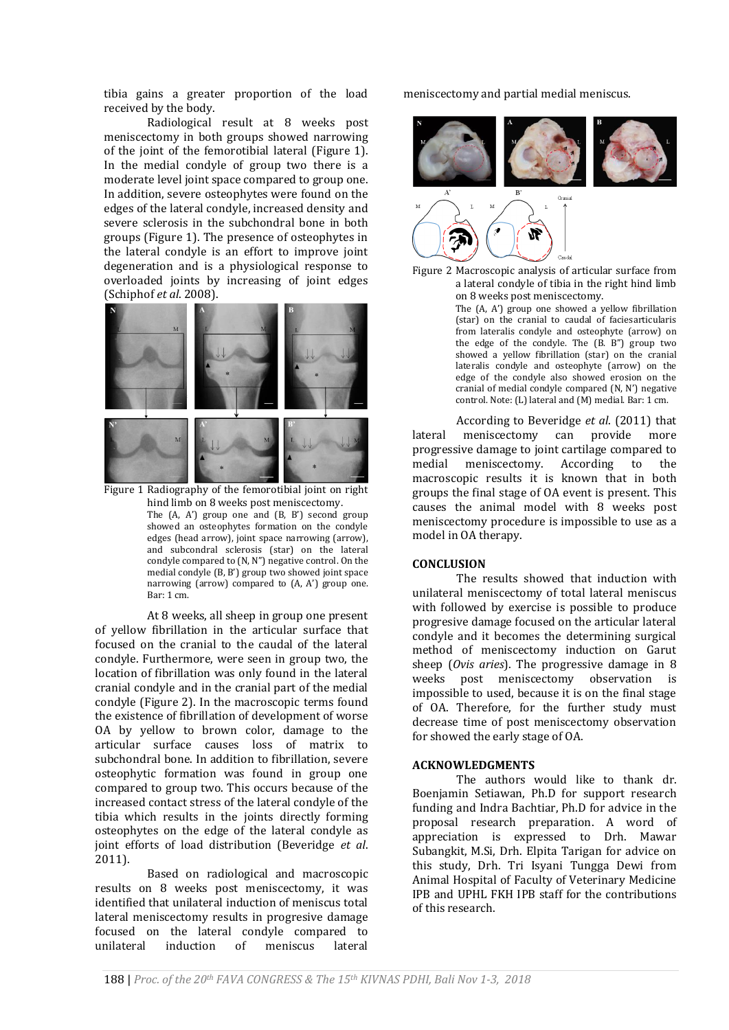tibia gains a greater proportion of the load received by the body.

Radiological result at 8 weeks post meniscectomy in both groups showed narrowing of the joint of the femorotibial lateral (Figure 1). In the medial condyle of group two there is a moderate level joint space compared to group one. In addition, severe osteophytes were found on the edges of the lateral condyle, increased density and severe sclerosis in the subchondral bone in both groups (Figure 1). The presence of osteophytes in the lateral condyle is an effort to improve joint degeneration and is a physiological response to overloaded joints by increasing of joint edges (Schiphof *et al*. 2008).

Figure 1 Radiography of the femorotibial joint on right hind limb on 8 weeks post meniscectomy. The (A, A') group one and (B, B') second group showed an osteophytes formation on the condyle edges (head arrow), joint space narrowing (arrow), and subcondral sclerosis (star) on the lateral condyle compared to (N, N'') negative control. On the medial condyle (B, B') group two showed joint space narrowing (arrow) compared to (A, A') group one. Bar: 1 cm.

At 8 weeks, all sheep in group one present of yellow fibrillation in the articular surface that focused on the cranial to the caudal of the lateral condyle. Furthermore, were seen in group two, the location of fibrillation was only found in the lateral cranial condyle and in the cranial part of the medial condyle (Figure 2). In the macroscopic terms found the existence of fibrillation of development of worse OA by yellow to brown color, damage to the articular surface causes loss of matrix to subchondral bone. In addition to fibrillation, severe osteophytic formation was found in group one compared to group two. This occurs because of the increased contact stress of the lateral condyle of the tibia which results in the joints directly forming osteophytes on the edge of the lateral condyle as joint efforts of load distribution (Beveridge *et al*. 2011).

Based on radiological and macroscopic results on 8 weeks post meniscectomy, it was identified that unilateral induction of meniscus total lateral meniscectomy results in progresive damage focused on the lateral condyle compared to unilateral induction of meniscus lateral meniscectomy and partial medial meniscus.

Figure 2 Macroscopic analysis of articular surface from a lateral condyle of tibia in the right hind limb on 8 weeks post meniscectomy. The (A, A') group one showed a yellow fibrillation (star) on the cranial to caudal of faciesarticularis from lateralis condyle and osteophyte (arrow) on the edge of the condyle. The (B. B'') group two showed a yellow fibrillation (star) on the cranial lateralis condyle and osteophyte (arrow) on the edge of the condyle also showed erosion on the cranial of medial condyle compared (N, N') negative control. Note: (L) lateral and (M) medial. Bar: 1 cm.

According to Beveridge *et al*. (2011) that lateral meniscectomy can provide more progressive damage to joint cartilage compared to medial meniscectomy. According to the macroscopic results it is known that in both groups the final stage of OA event is present. This causes the animal model with 8 weeks post meniscectomy procedure is impossible to use as a model in OA therapy.

## CONCLUSION

The results showed that induction with unilateral meniscectomy of total lateral meniscus with followed by exercise is possible to produce progresive damage focused on the articular lateral condyle and it becomes the determining surgical method of meniscectomy induction on Garut sheep (*Ovis aries*). The progressive damage in 8 weeks post meniscectomy observation is impossible to used, because it is on the final stage of OA. Therefore, for the further study must decrease time of post meniscectomy observation for showed the early stage of OA.

## ACKNOWLEDGMENTS

The authors would like to thank dr. Boenjamin Setiawan, Ph.D for support research funding and Indra Bachtiar, Ph.D for advice in the proposal research preparation. A word of appreciation is expressed to Drh. Mawar Subangkit, M.Si, Drh. Elpita Tarigan for advice on this study, Drh. Tri Isyani Tungga Dewi from Animal Hospital of Faculty of Veterinary Medicine IPB and UPHL FKH IPB staff for the contributions of this research.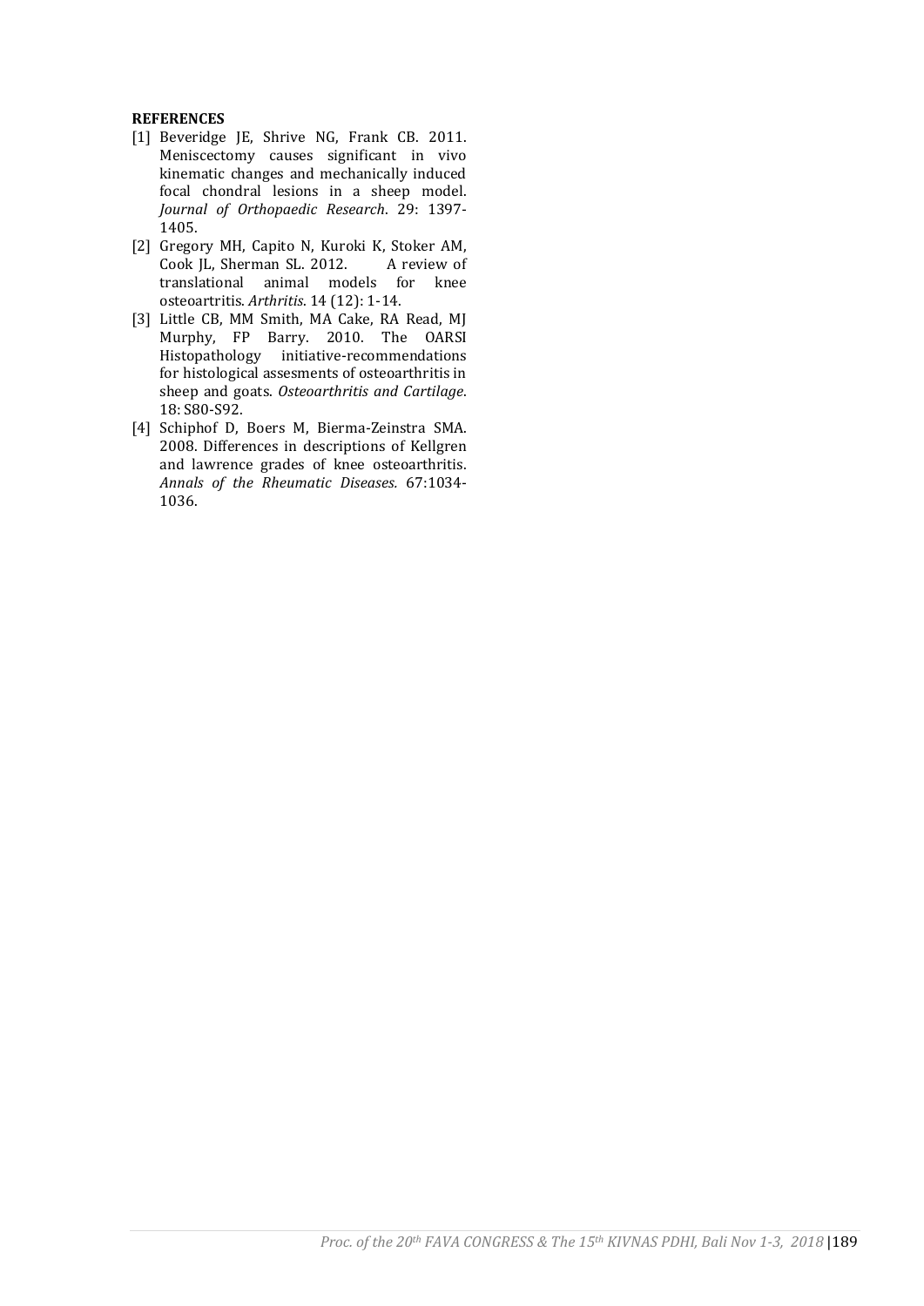**REFERENCES**

[1] Beveridge JE, Shrive NG, Frank CB. 2011. Meniscectomy causes significant in vivo kinematic changes and mechanically induced focal chondral lesions in a sheep model. *Journal of Orthopaedic Research*. 29: 1397-1405.

[2] Gregory MH, Capito N, Kuroki K, Stoker AM, Cook JL, Sherman SL. 2012. A review of translational animal models for knee osteoartritis. *Arthritis*. 14 (12): 1-14.

[3] Little CB, MM Smith, MA Cake, RA Read, MJ Murphy, FP Barry. 2010. The OARSI Histopathology initiative-recommendations for histological assesments of osteoarthritis in sheep and goats. *Osteoarthritis and Cartilage*. 18: S80-S92.

[4] Schiphof D, Boers M, Bierma-Zeinstra SMA. 2008. Differences in descriptions of Kellgren and lawrence grades of knee osteoarthritis. *Annals of the Rheumatic Diseases.* 67:1034-1036.